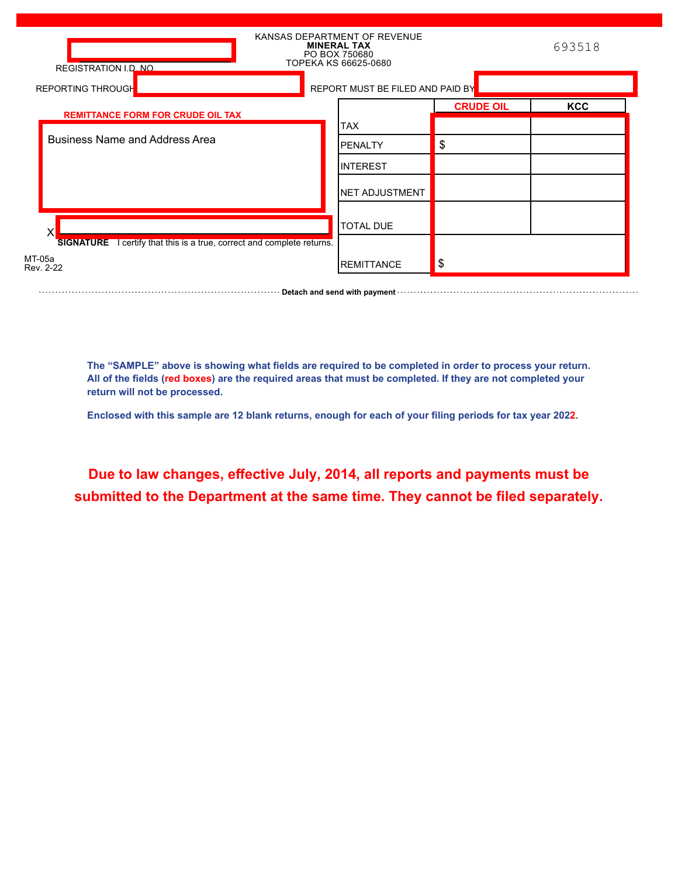KANSAS DEPARTMENT OF REVENUE
**MINERAL TAX**
PO BOX 750680
TOPEKA KS 66625-0680

693518

REGISTRATION I.D. NO.

REPORTING THROUGH

REPORT MUST BE FILED AND PAID BY

**REMITTANCE FORM FOR CRUDE OIL TAX**

Business Name and Address Area

X
**SIGNATURE** I certify that this is a true, correct and complete returns.

MT-05a
Rev. 2-22

| | CRUDE OIL | KCC |
|---|---|---|
| TAX | | |
| PENALTY | $ | |
| INTEREST | | |
| NET ADJUSTMENT | | |
| TOTAL DUE | | |
| REMITTANCE | $ | |

Detach and send with payment

**The "SAMPLE" above is showing what fields are required to be completed in order to process your return. All of the fields (red boxes) are the required areas that must be completed. If they are not completed your return will not be processed.**

**Enclosed with this sample are 12 blank returns, enough for each of your filing periods for tax year 2022.**

**Due to law changes, effective July, 2014, all reports and payments must be submitted to the Department at the same time. They cannot be filed separately.**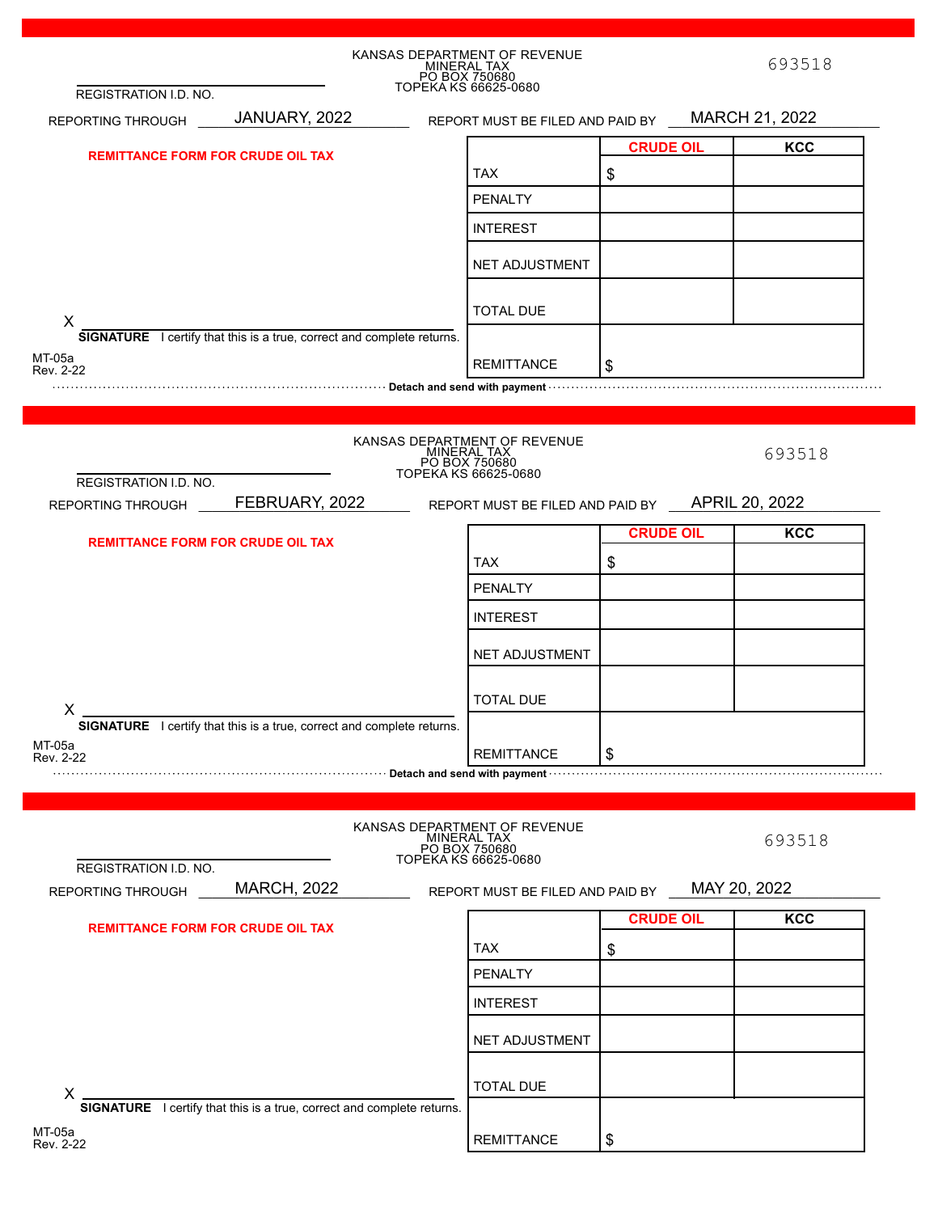KANSAS DEPARTMENT OF REVENUE
MINERAL TAX
PO BOX 750680
TOPEKA KS 66625-0680

693518

REGISTRATION I.D. NO. ____________________

REPORTING THROUGH JANUARY, 2022

REPORT MUST BE FILED AND PAID BY MARCH 21, 2022

**REMITTANCE FORM FOR CRUDE OIL TAX**

| | CRUDE OIL | KCC |
|---|---|---|
| TAX | $ | |
| PENALTY | | |
| INTEREST | | |
| NET ADJUSTMENT | | |
| TOTAL DUE | | |
| REMITTANCE | $ | |

X ____________________
**SIGNATURE** I certify that this is a true, correct and complete returns.

MT-05a
Rev. 2-22

**Detach and send with payment**

---

KANSAS DEPARTMENT OF REVENUE
MINERAL TAX
PO BOX 750680
TOPEKA KS 66625-0680

693518

REGISTRATION I.D. NO. ____________________

REPORTING THROUGH FEBRUARY, 2022

REPORT MUST BE FILED AND PAID BY APRIL 20, 2022

**REMITTANCE FORM FOR CRUDE OIL TAX**

| | CRUDE OIL | KCC |
|---|---|---|
| TAX | $ | |
| PENALTY | | |
| INTEREST | | |
| NET ADJUSTMENT | | |
| TOTAL DUE | | |
| REMITTANCE | $ | |

X ____________________
**SIGNATURE** I certify that this is a true, correct and complete returns.

MT-05a
Rev. 2-22

**Detach and send with payment**

---

KANSAS DEPARTMENT OF REVENUE
MINERAL TAX
PO BOX 750680
TOPEKA KS 66625-0680

693518

REGISTRATION I.D. NO. ____________________

REPORTING THROUGH MARCH, 2022

REPORT MUST BE FILED AND PAID BY MAY 20, 2022

**REMITTANCE FORM FOR CRUDE OIL TAX**

| | CRUDE OIL | KCC |
|---|---|---|
| TAX | $ | |
| PENALTY | | |
| INTEREST | | |
| NET ADJUSTMENT | | |
| TOTAL DUE | | |
| REMITTANCE | $ | |

X ____________________
**SIGNATURE** I certify that this is a true, correct and complete returns.

MT-05a
Rev. 2-22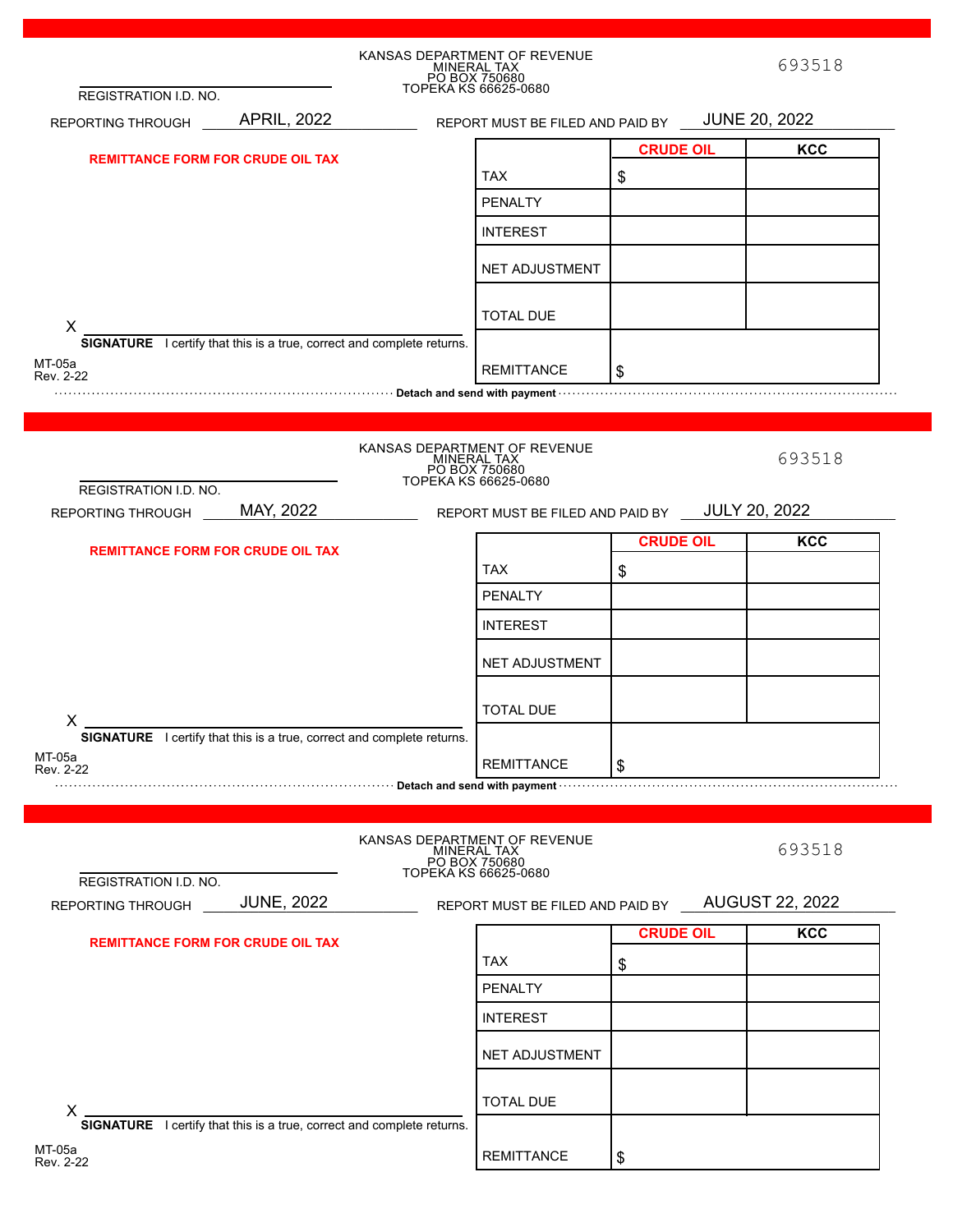KANSAS DEPARTMENT OF REVENUE
MINERAL TAX
PO BOX 750680
TOPEKA KS 66625-0680

693518

REGISTRATION I.D. NO. ______________________

REPORTING THROUGH APRIL, 2022

REPORT MUST BE FILED AND PAID BY JUNE 20, 2022

**REMITTANCE FORM FOR CRUDE OIL TAX**

| | CRUDE OIL | KCC |
|---|---|---|
| TAX | $ | |
| PENALTY | | |
| INTEREST | | |
| NET ADJUSTMENT | | |
| TOTAL DUE | | |
| REMITTANCE | $ | |

X ______________________

**SIGNATURE** I certify that this is a true, correct and complete returns.

MT-05a
Rev. 2-22

**Detach and send with payment**

---

KANSAS DEPARTMENT OF REVENUE
MINERAL TAX
PO BOX 750680
TOPEKA KS 66625-0680

693518

REGISTRATION I.D. NO. ______________________

REPORTING THROUGH MAY, 2022

REPORT MUST BE FILED AND PAID BY JULY 20, 2022

**REMITTANCE FORM FOR CRUDE OIL TAX**

| | CRUDE OIL | KCC |
|---|---|---|
| TAX | $ | |
| PENALTY | | |
| INTEREST | | |
| NET ADJUSTMENT | | |
| TOTAL DUE | | |
| REMITTANCE | $ | |

X ______________________

**SIGNATURE** I certify that this is a true, correct and complete returns.

MT-05a
Rev. 2-22

**Detach and send with payment**

---

KANSAS DEPARTMENT OF REVENUE
MINERAL TAX
PO BOX 750680
TOPEKA KS 66625-0680

693518

REGISTRATION I.D. NO. ______________________

REPORTING THROUGH JUNE, 2022

REPORT MUST BE FILED AND PAID BY AUGUST 22, 2022

**REMITTANCE FORM FOR CRUDE OIL TAX**

| | CRUDE OIL | KCC |
|---|---|---|
| TAX | $ | |
| PENALTY | | |
| INTEREST | | |
| NET ADJUSTMENT | | |
| TOTAL DUE | | |
| REMITTANCE | $ | |

X ______________________

**SIGNATURE** I certify that this is a true, correct and complete returns.

MT-05a
Rev. 2-22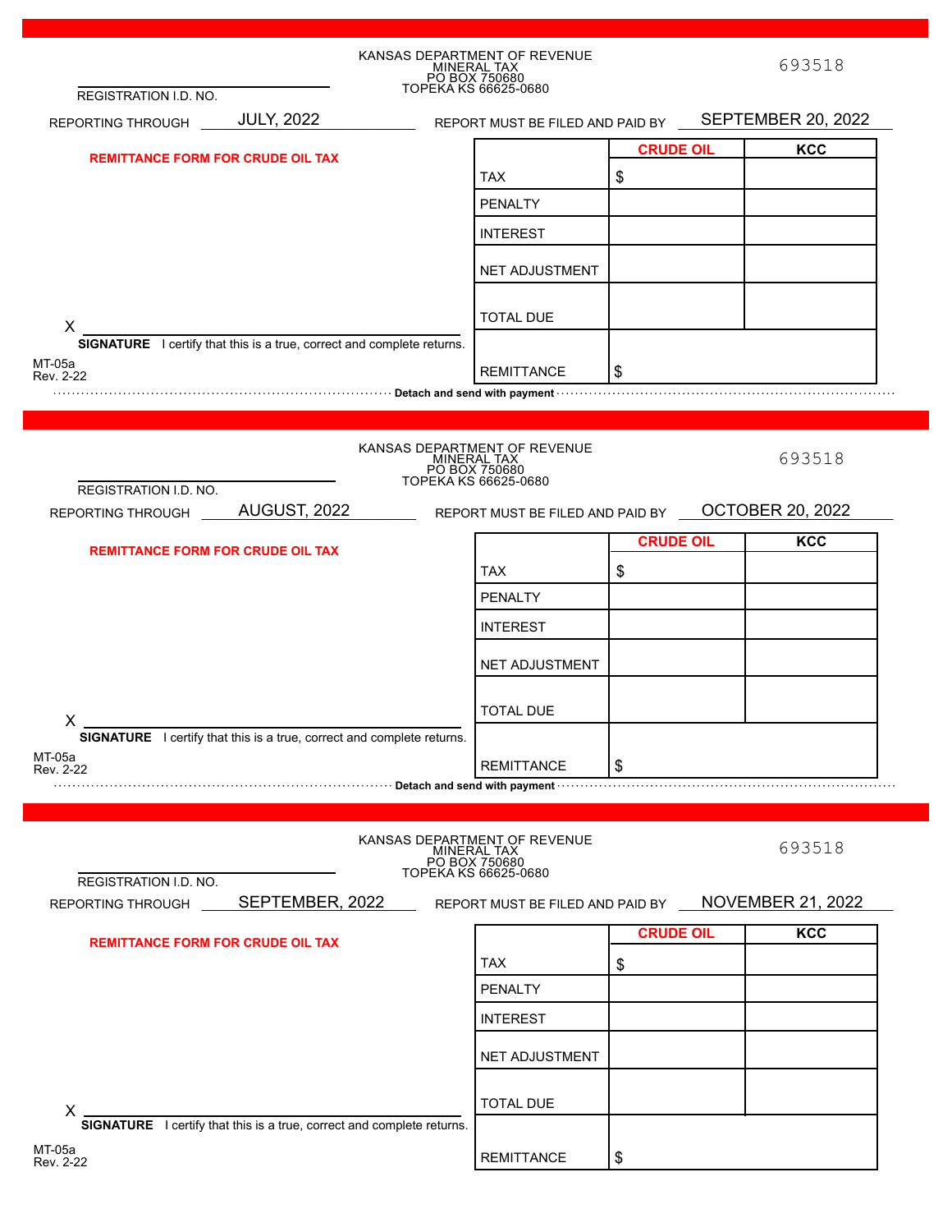KANSAS DEPARTMENT OF REVENUE
MINERAL TAX
PO BOX 750680
TOPEKA KS 66625-0680

693518

REGISTRATION I.D. NO. ____________________

REPORTING THROUGH JULY, 2022

REPORT MUST BE FILED AND PAID BY SEPTEMBER 20, 2022

**REMITTANCE FORM FOR CRUDE OIL TAX**

| | CRUDE OIL | KCC |
|---|---|---|
| TAX | $ | |
| PENALTY | | |
| INTEREST | | |
| NET ADJUSTMENT | | |
| TOTAL DUE | | |
| REMITTANCE | $ | |

X ____________________

**SIGNATURE** I certify that this is a true, correct and complete returns.

MT-05a
Rev. 2-22

**Detach and send with payment**

---

KANSAS DEPARTMENT OF REVENUE
MINERAL TAX
PO BOX 750680
TOPEKA KS 66625-0680

693518

REGISTRATION I.D. NO. ____________________

REPORTING THROUGH AUGUST, 2022

REPORT MUST BE FILED AND PAID BY OCTOBER 20, 2022

**REMITTANCE FORM FOR CRUDE OIL TAX**

| | CRUDE OIL | KCC |
|---|---|---|
| TAX | $ | |
| PENALTY | | |
| INTEREST | | |
| NET ADJUSTMENT | | |
| TOTAL DUE | | |
| REMITTANCE | $ | |

X ____________________

**SIGNATURE** I certify that this is a true, correct and complete returns.

MT-05a
Rev. 2-22

**Detach and send with payment**

---

KANSAS DEPARTMENT OF REVENUE
MINERAL TAX
PO BOX 750680
TOPEKA KS 66625-0680

693518

REGISTRATION I.D. NO. ____________________

REPORTING THROUGH SEPTEMBER, 2022

REPORT MUST BE FILED AND PAID BY NOVEMBER 21, 2022

**REMITTANCE FORM FOR CRUDE OIL TAX**

| | CRUDE OIL | KCC |
|---|---|---|
| TAX | $ | |
| PENALTY | | |
| INTEREST | | |
| NET ADJUSTMENT | | |
| TOTAL DUE | | |
| REMITTANCE | $ | |

X ____________________

**SIGNATURE** I certify that this is a true, correct and complete returns.

MT-05a
Rev. 2-22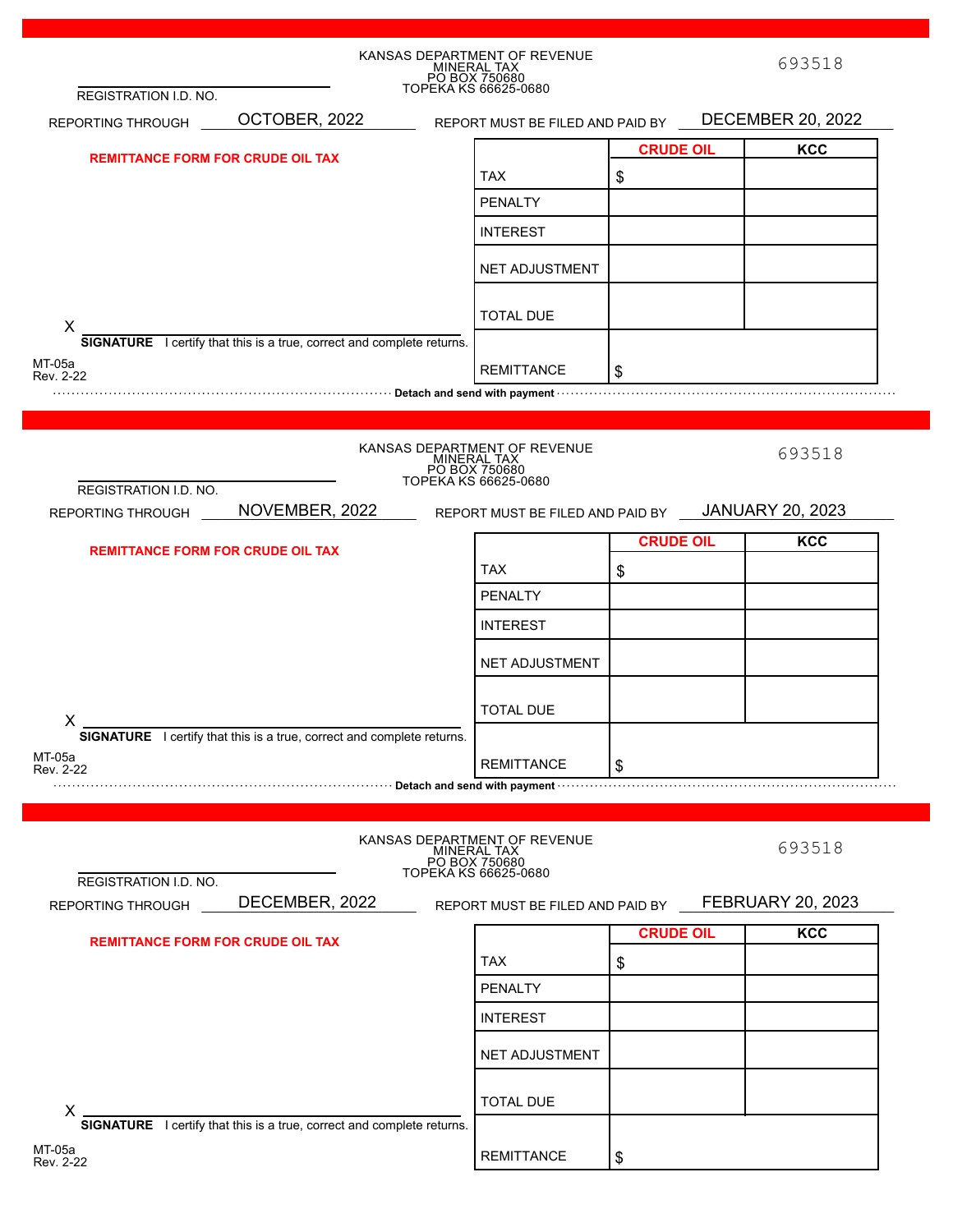KANSAS DEPARTMENT OF REVENUE
MINERAL TAX
PO BOX 750680
TOPEKA KS 66625-0680

693518

REGISTRATION I.D. NO.

REPORTING THROUGH OCTOBER, 2022 REPORT MUST BE FILED AND PAID BY DECEMBER 20, 2022

**REMITTANCE FORM FOR CRUDE OIL TAX**

| | CRUDE OIL | KCC |
|---|---|---|
| TAX | $ | |
| PENALTY | | |
| INTEREST | | |
| NET ADJUSTMENT | | |
| TOTAL DUE | | |
| REMITTANCE | $ | |

X

**SIGNATURE** I certify that this is a true, correct and complete returns.

MT-05a
Rev. 2-22

Detach and send with payment

---

KANSAS DEPARTMENT OF REVENUE
MINERAL TAX
PO BOX 750680
TOPEKA KS 66625-0680

693518

REGISTRATION I.D. NO.

REPORTING THROUGH NOVEMBER, 2022 REPORT MUST BE FILED AND PAID BY JANUARY 20, 2023

**REMITTANCE FORM FOR CRUDE OIL TAX**

| | CRUDE OIL | KCC |
|---|---|---|
| TAX | $ | |
| PENALTY | | |
| INTEREST | | |
| NET ADJUSTMENT | | |
| TOTAL DUE | | |
| REMITTANCE | $ | |

X

**SIGNATURE** I certify that this is a true, correct and complete returns.

MT-05a
Rev. 2-22

Detach and send with payment

---

KANSAS DEPARTMENT OF REVENUE
MINERAL TAX
PO BOX 750680
TOPEKA KS 66625-0680

693518

REGISTRATION I.D. NO.

REPORTING THROUGH DECEMBER, 2022 REPORT MUST BE FILED AND PAID BY FEBRUARY 20, 2023

**REMITTANCE FORM FOR CRUDE OIL TAX**

| | CRUDE OIL | KCC |
|---|---|---|
| TAX | $ | |
| PENALTY | | |
| INTEREST | | |
| NET ADJUSTMENT | | |
| TOTAL DUE | | |
| REMITTANCE | $ | |

X

**SIGNATURE** I certify that this is a true, correct and complete returns.

MT-05a
Rev. 2-22